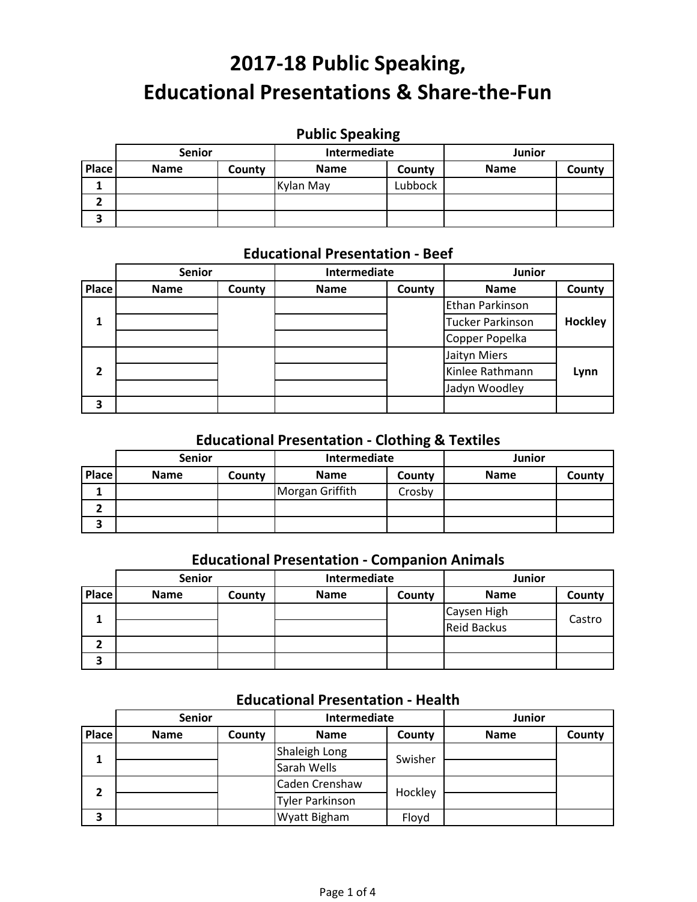# 2017-18 Public Speaking, Educational Presentations & Share-the-Fun

## Public Speaking

| | Senior | | Intermediate | | Junior | |
|---|---|---|---|---|---|---|
| Place | Name | County | Name | County | Name | County |
| 1 | | | Kylan May | Lubbock | | |
| 2 | | | | | | |
| 3 | | | | | | |

## Educational Presentation - Beef

| | Senior | | Intermediate | | Junior | |
|---|---|---|---|---|---|---|
| Place | Name | County | Name | County | Name | County |
| 1 | | | | | Ethan Parkinson | **Hockley** |
| | | | | | Tucker Parkinson | |
| | | | | | Copper Popelka | |
| 2 | | | | | Jaityn Miers | **Lynn** |
| | | | | | Kinlee Rathmann | |
| | | | | | Jadyn Woodley | |
| 3 | | | | | | |

## Educational Presentation - Clothing & Textiles

| | Senior | | Intermediate | | Junior | |
|---|---|---|---|---|---|---|
| Place | Name | County | Name | County | Name | County |
| 1 | | | Morgan Griffith | Crosby | | |
| 2 | | | | | | |
| 3 | | | | | | |

## Educational Presentation - Companion Animals

| | Senior | | Intermediate | | Junior | |
|---|---|---|---|---|---|---|
| Place | Name | County | Name | County | Name | County |
| 1 | | | | | Caysen High | Castro |
| | | | | | Reid Backus | |
| 2 | | | | | | |
| 3 | | | | | | |

## Educational Presentation - Health

| | Senior | | Intermediate | | Junior | |
|---|---|---|---|---|---|---|
| Place | Name | County | Name | County | Name | County |
| 1 | | | Shaleigh Long | Swisher | | |
| | | | Sarah Wells | | | |
| 2 | | | Caden Crenshaw | Hockley | | |
| | | | Tyler Parkinson | | | |
| 3 | | | Wyatt Bigham | Floyd | | |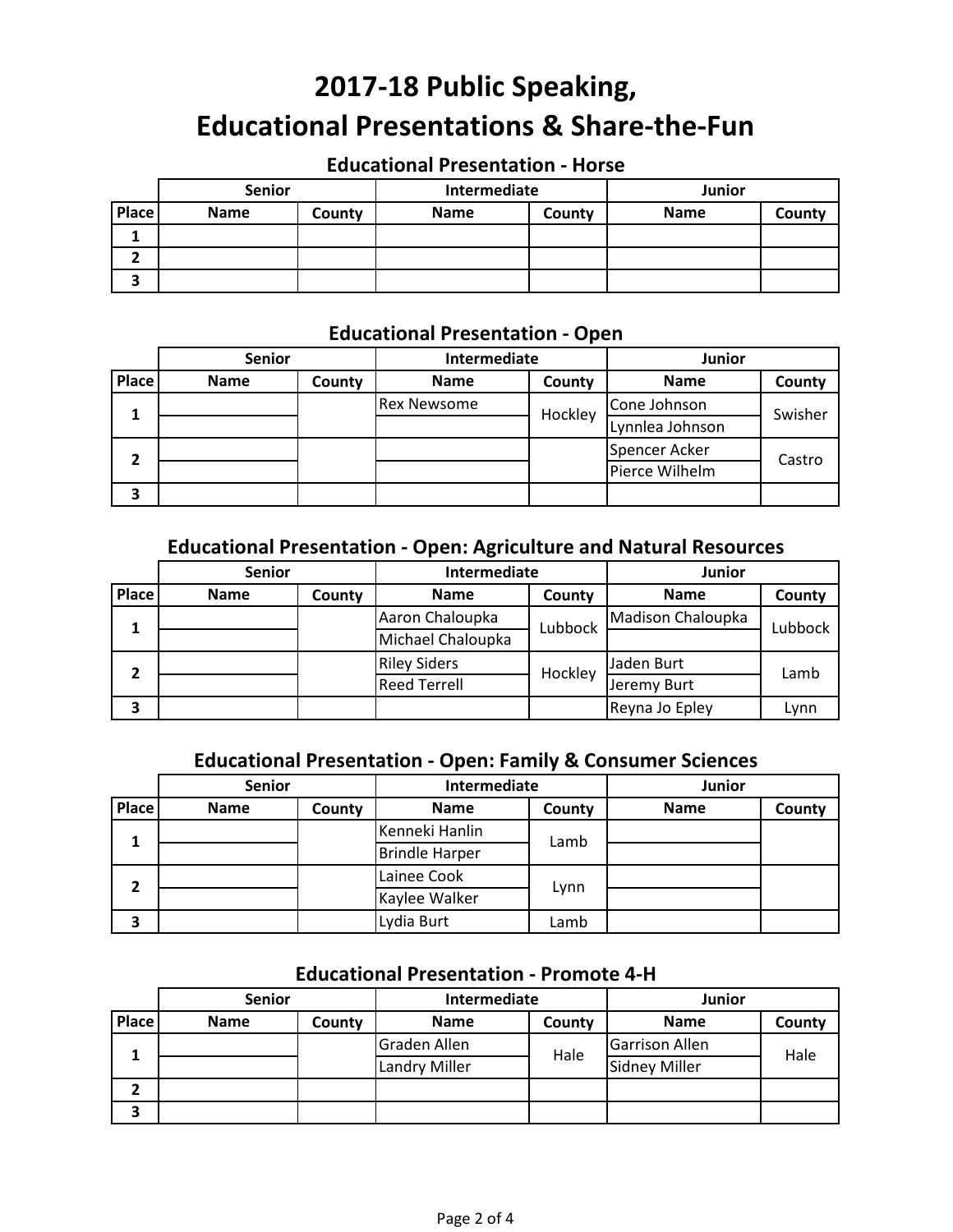# 2017-18 Public Speaking, Educational Presentations & Share-the-Fun

## Educational Presentation - Horse

| | Senior | | Intermediate | | Junior | |
|---|---|---|---|---|---|---|
| **Place** | **Name** | **County** | **Name** | **County** | **Name** | **County** |
| 1 | | | | | | |
| 2 | | | | | | |
| 3 | | | | | | |

## Educational Presentation - Open

| | Senior | | Intermediate | | Junior | |
|---|---|---|---|---|---|---|
| **Place** | **Name** | **County** | **Name** | **County** | **Name** | **County** |
| 1 | | | Rex Newsome | Hockley | Cone Johnson | Swisher |
| | | | | | Lynnlea Johnson | |
| 2 | | | | | Spencer Acker | Castro |
| | | | | | Pierce Wilhelm | |
| 3 | | | | | | |

## Educational Presentation - Open: Agriculture and Natural Resources

| | Senior | | Intermediate | | Junior | |
|---|---|---|---|---|---|---|
| **Place** | **Name** | **County** | **Name** | **County** | **Name** | **County** |
| 1 | | | Aaron Chaloupka | Lubbock | Madison Chaloupka | Lubbock |
| | | | Michael Chaloupka | | | |
| 2 | | | Riley Siders | Hockley | Jaden Burt | Lamb |
| | | | Reed Terrell | | Jeremy Burt | |
| 3 | | | | | Reyna Jo Epley | Lynn |

## Educational Presentation - Open: Family & Consumer Sciences

| | Senior | | Intermediate | | Junior | |
|---|---|---|---|---|---|---|
| **Place** | **Name** | **County** | **Name** | **County** | **Name** | **County** |
| 1 | | | Kenneki Hanlin | Lamb | | |
| | | | Brindle Harper | | | |
| 2 | | | Lainee Cook | Lynn | | |
| | | | Kaylee Walker | | | |
| 3 | | | Lydia Burt | Lamb | | |

## Educational Presentation - Promote 4-H

| | Senior | | Intermediate | | Junior | |
|---|---|---|---|---|---|---|
| **Place** | **Name** | **County** | **Name** | **County** | **Name** | **County** |
| 1 | | | Graden Allen | Hale | Garrison Allen | Hale |
| | | | Landry Miller | | Sidney Miller | |
| 2 | | | | | | |
| 3 | | | | | | |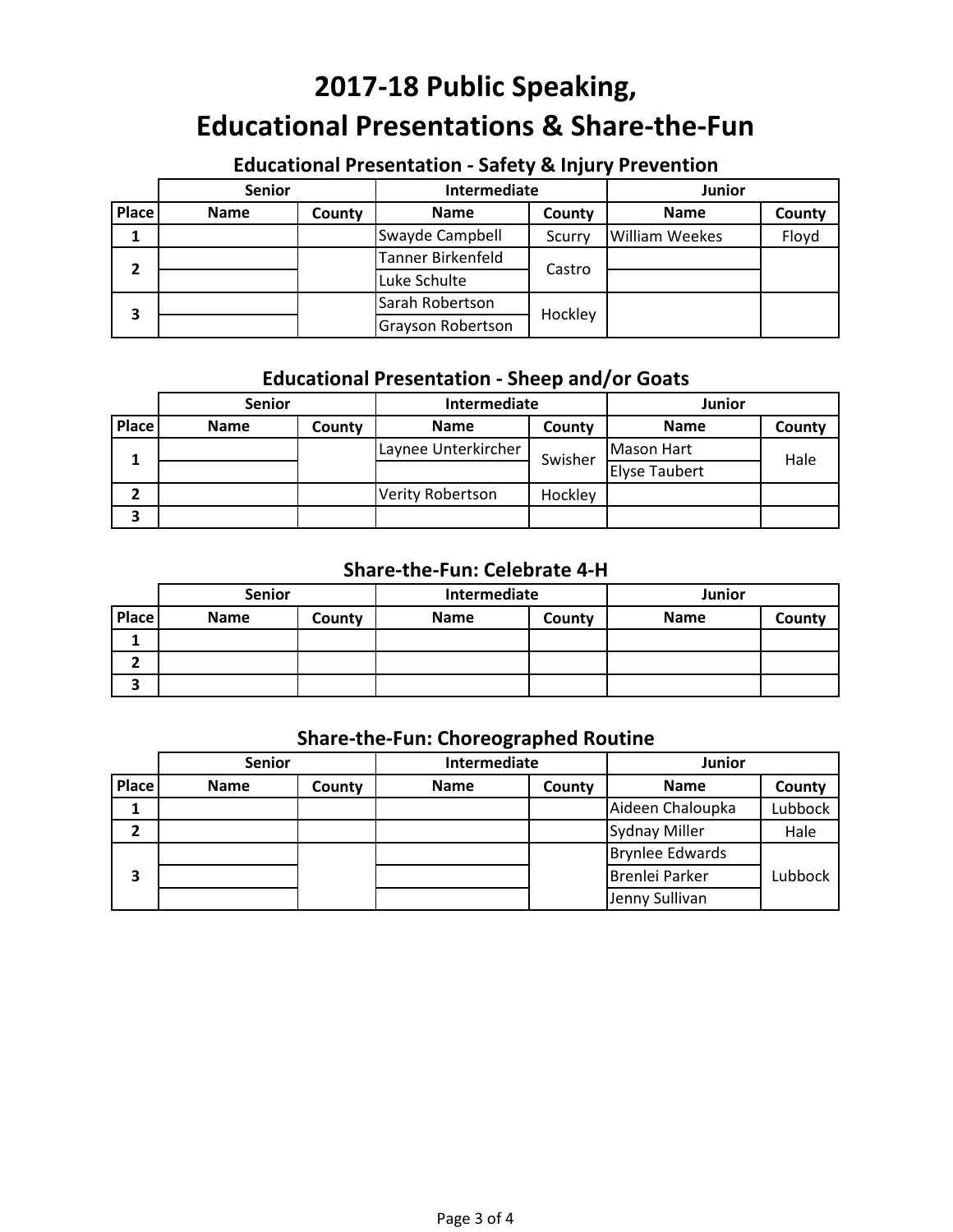# 2017-18 Public Speaking, Educational Presentations & Share-the-Fun

## Educational Presentation - Safety & Injury Prevention

| | Senior | | Intermediate | | Junior | |
|---|---|---|---|---|---|---|
| Place | Name | County | Name | County | Name | County |
| 1 | | | Swayde Campbell | Scurry | William Weekes | Floyd |
| 2 | | | Tanner Birkenfeld | Castro | | |
| | | | Luke Schulte | | | |
| 3 | | | Sarah Robertson | Hockley | | |
| | | | Grayson Robertson | | | |

## Educational Presentation - Sheep and/or Goats

| | Senior | | Intermediate | | Junior | |
|---|---|---|---|---|---|---|
| Place | Name | County | Name | County | Name | County |
| 1 | | | Laynee Unterkircher | Swisher | Mason Hart | Hale |
| | | | | | Elyse Taubert | |
| 2 | | | Verity Robertson | Hockley | | |
| 3 | | | | | | |

## Share-the-Fun: Celebrate 4-H

| | Senior | | Intermediate | | Junior | |
|---|---|---|---|---|---|---|
| Place | Name | County | Name | County | Name | County |
| 1 | | | | | | |
| 2 | | | | | | |
| 3 | | | | | | |

## Share-the-Fun: Choreographed Routine

| | Senior | | Intermediate | | Junior | |
|---|---|---|---|---|---|---|
| Place | Name | County | Name | County | Name | County |
| 1 | | | | | Aideen Chaloupka | Lubbock |
| 2 | | | | | Sydnay Miller | Hale |
| 3 | | | | | Brynlee Edwards | Lubbock |
| | | | | | Brenlei Parker | |
| | | | | | Jenny Sullivan | |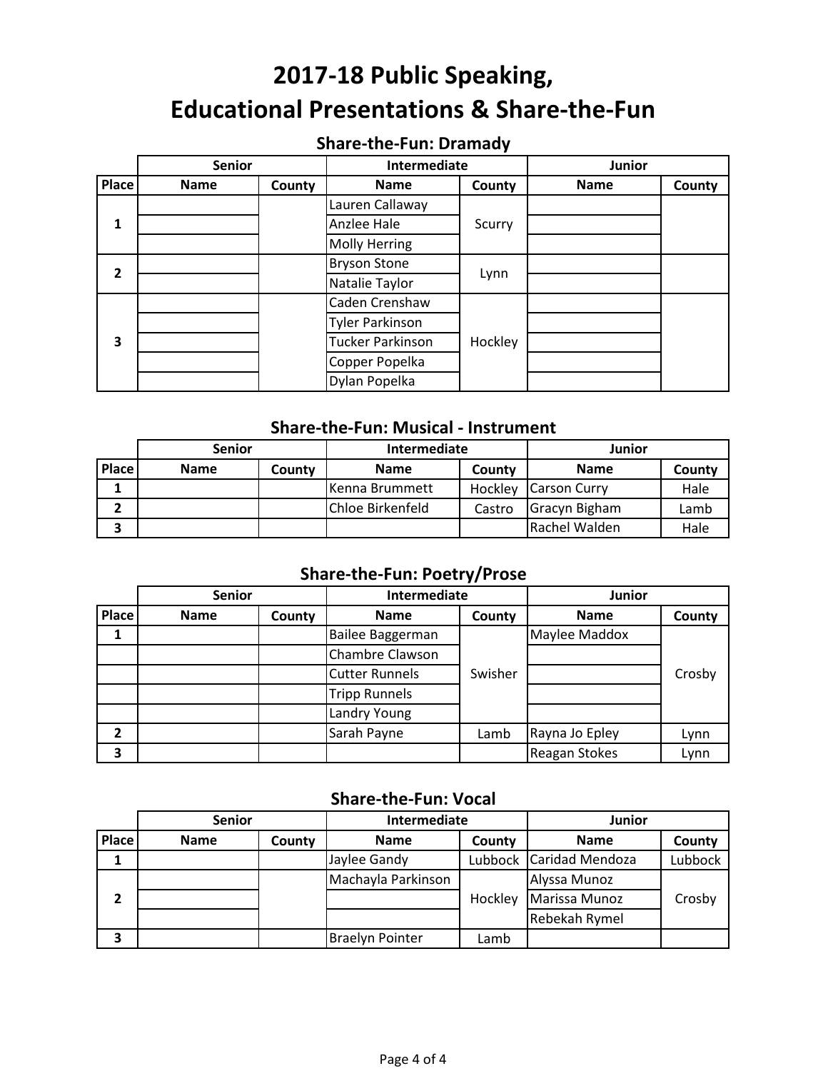# 2017-18 Public Speaking, Educational Presentations & Share-the-Fun

## Share-the-Fun: Dramady

| | Senior | | Intermediate | | Junior | |
|---|---|---|---|---|---|---|
| Place | Name | County | Name | County | Name | County |
| 1 | | | Lauren Callaway | Scurry | | |
| | | | Anzlee Hale | | | |
| | | | Molly Herring | | | |
| 2 | | | Bryson Stone | Lynn | | |
| | | | Natalie Taylor | | | |
| 3 | | | Caden Crenshaw | Hockley | | |
| | | | Tyler Parkinson | | | |
| | | | Tucker Parkinson | | | |
| | | | Copper Popelka | | | |
| | | | Dylan Popelka | | | |

## Share-the-Fun: Musical - Instrument

| | Senior | | Intermediate | | Junior | |
|---|---|---|---|---|---|---|
| Place | Name | County | Name | County | Name | County |
| 1 | | | Kenna Brummett | Hockley | Carson Curry | Hale |
| 2 | | | Chloe Birkenfeld | Castro | Gracyn Bigham | Lamb |
| 3 | | | | | Rachel Walden | Hale |

## Share-the-Fun: Poetry/Prose

| | Senior | | Intermediate | | Junior | |
|---|---|---|---|---|---|---|
| Place | Name | County | Name | County | Name | County |
| 1 | | | Bailee Baggerman | Swisher | Maylee Maddox | Crosby |
| | | | Chambre Clawson | | | |
| | | | Cutter Runnels | | | |
| | | | Tripp Runnels | | | |
| | | | Landry Young | | | |
| 2 | | | Sarah Payne | Lamb | Rayna Jo Epley | Lynn |
| 3 | | | | | Reagan Stokes | Lynn |

## Share-the-Fun: Vocal

| | Senior | | Intermediate | | Junior | |
|---|---|---|---|---|---|---|
| Place | Name | County | Name | County | Name | County |
| 1 | | | Jaylee Gandy | Lubbock | Caridad Mendoza | Lubbock |
| 2 | | | Machayla Parkinson | Hockley | Alyssa Munoz | Crosby |
| | | | | | Marissa Munoz | |
| | | | | | Rebekah Rymel | |
| 3 | | | Braelyn Pointer | Lamb | | |